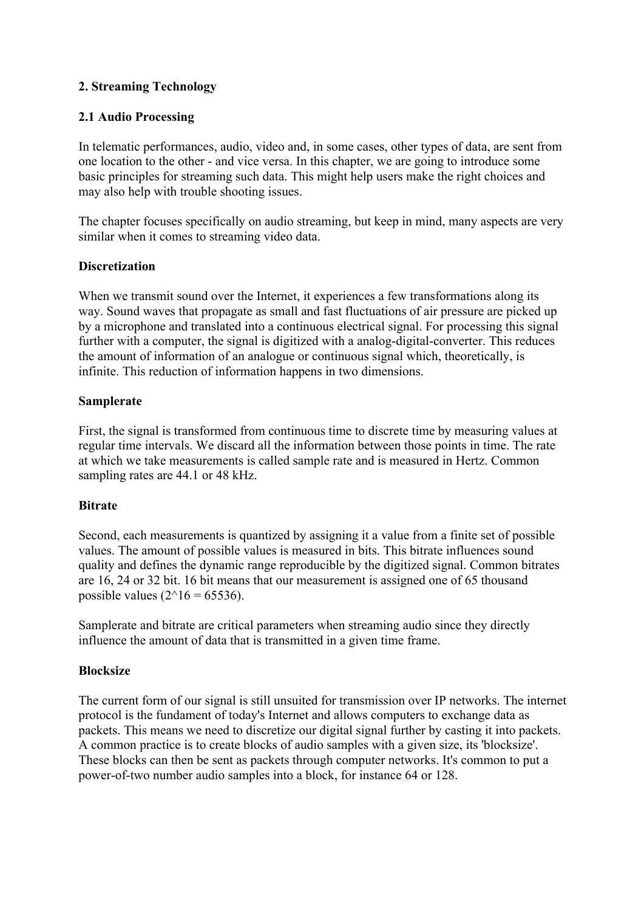## 2. Streaming Technology

### 2.1 Audio Processing

In telematic performances, audio, video and, in some cases, other types of data, are sent from one location to the other - and vice versa. In this chapter, we are going to introduce some basic principles for streaming such data. This might help users make the right choices and may also help with trouble shooting issues.

The chapter focuses specifically on audio streaming, but keep in mind, many aspects are very similar when it comes to streaming video data.

#### Discretization

When we transmit sound over the Internet, it experiences a few transformations along its way. Sound waves that propagate as small and fast fluctuations of air pressure are picked up by a microphone and translated into a continuous electrical signal. For processing this signal further with a computer, the signal is digitized with a analog-digital-converter. This reduces the amount of information of an analogue or continuous signal which, theoretically, is infinite. This reduction of information happens in two dimensions.

#### Samplerate

First, the signal is transformed from continuous time to discrete time by measuring values at regular time intervals. We discard all the information between those points in time. The rate at which we take measurements is called sample rate and is measured in Hertz. Common sampling rates are 44.1 or 48 kHz.

#### Bitrate

Second, each measurements is quantized by assigning it a value from a finite set of possible values. The amount of possible values is measured in bits. This bitrate influences sound quality and defines the dynamic range reproducible by the digitized signal. Common bitrates are 16, 24 or 32 bit. 16 bit means that our measurement is assigned one of 65 thousand possible values ($2^{16} = 65536$).

Samplerate and bitrate are critical parameters when streaming audio since they directly influence the amount of data that is transmitted in a given time frame.

#### Blocksize

The current form of our signal is still unsuited for transmission over IP networks. The internet protocol is the fundament of today's Internet and allows computers to exchange data as packets. This means we need to discretize our digital signal further by casting it into packets. A common practice is to create blocks of audio samples with a given size, its 'blocksize'. These blocks can then be sent as packets through computer networks. It's common to put a power-of-two number audio samples into a block, for instance 64 or 128.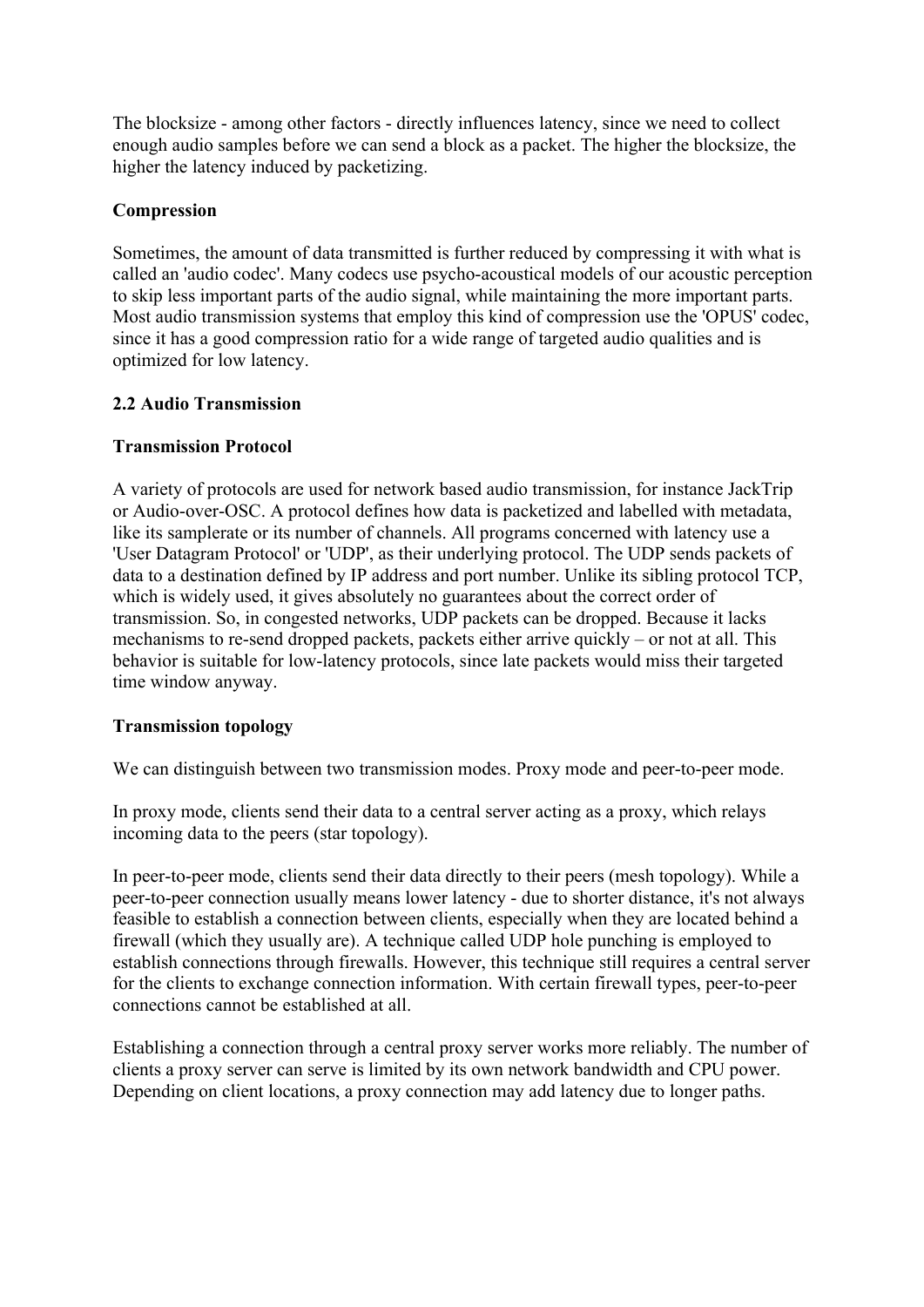The blocksize - among other factors - directly influences latency, since we need to collect enough audio samples before we can send a block as a packet. The higher the blocksize, the higher the latency induced by packetizing.

**Compression**

Sometimes, the amount of data transmitted is further reduced by compressing it with what is called an 'audio codec'. Many codecs use psycho-acoustical models of our acoustic perception to skip less important parts of the audio signal, while maintaining the more important parts. Most audio transmission systems that employ this kind of compression use the 'OPUS' codec, since it has a good compression ratio for a wide range of targeted audio qualities and is optimized for low latency.

## 2.2 Audio Transmission

**Transmission Protocol**

A variety of protocols are used for network based audio transmission, for instance JackTrip or Audio-over-OSC. A protocol defines how data is packetized and labelled with metadata, like its samplerate or its number of channels. All programs concerned with latency use a 'User Datagram Protocol' or 'UDP', as their underlying protocol. The UDP sends packets of data to a destination defined by IP address and port number. Unlike its sibling protocol TCP, which is widely used, it gives absolutely no guarantees about the correct order of transmission. So, in congested networks, UDP packets can be dropped. Because it lacks mechanisms to re-send dropped packets, packets either arrive quickly – or not at all. This behavior is suitable for low-latency protocols, since late packets would miss their targeted time window anyway.

**Transmission topology**

We can distinguish between two transmission modes. Proxy mode and peer-to-peer mode.

In proxy mode, clients send their data to a central server acting as a proxy, which relays incoming data to the peers (star topology).

In peer-to-peer mode, clients send their data directly to their peers (mesh topology). While a peer-to-peer connection usually means lower latency - due to shorter distance, it's not always feasible to establish a connection between clients, especially when they are located behind a firewall (which they usually are). A technique called UDP hole punching is employed to establish connections through firewalls. However, this technique still requires a central server for the clients to exchange connection information. With certain firewall types, peer-to-peer connections cannot be established at all.

Establishing a connection through a central proxy server works more reliably. The number of clients a proxy server can serve is limited by its own network bandwidth and CPU power. Depending on client locations, a proxy connection may add latency due to longer paths.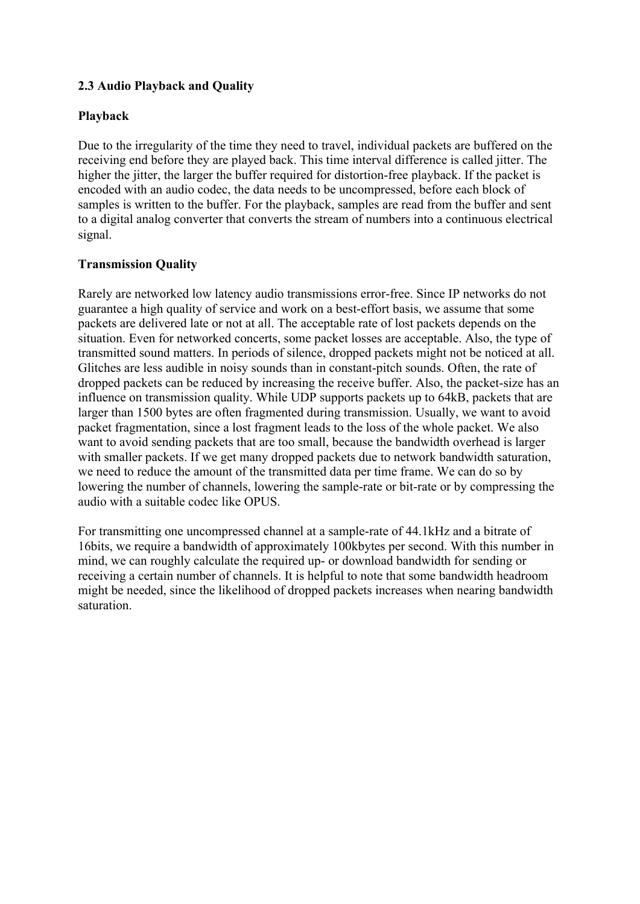### 2.3 Audio Playback and Quality

**Playback**

Due to the irregularity of the time they need to travel, individual packets are buffered on the receiving end before they are played back. This time interval difference is called jitter. The higher the jitter, the larger the buffer required for distortion-free playback. If the packet is encoded with an audio codec, the data needs to be uncompressed, before each block of samples is written to the buffer. For the playback, samples are read from the buffer and sent to a digital analog converter that converts the stream of numbers into a continuous electrical signal.

**Transmission Quality**

Rarely are networked low latency audio transmissions error-free. Since IP networks do not guarantee a high quality of service and work on a best-effort basis, we assume that some packets are delivered late or not at all. The acceptable rate of lost packets depends on the situation. Even for networked concerts, some packet losses are acceptable. Also, the type of transmitted sound matters. In periods of silence, dropped packets might not be noticed at all. Glitches are less audible in noisy sounds than in constant-pitch sounds. Often, the rate of dropped packets can be reduced by increasing the receive buffer. Also, the packet-size has an influence on transmission quality. While UDP supports packets up to 64kB, packets that are larger than 1500 bytes are often fragmented during transmission. Usually, we want to avoid packet fragmentation, since a lost fragment leads to the loss of the whole packet. We also want to avoid sending packets that are too small, because the bandwidth overhead is larger with smaller packets. If we get many dropped packets due to network bandwidth saturation, we need to reduce the amount of the transmitted data per time frame. We can do so by lowering the number of channels, lowering the sample-rate or bit-rate or by compressing the audio with a suitable codec like OPUS.

For transmitting one uncompressed channel at a sample-rate of 44.1kHz and a bitrate of 16bits, we require a bandwidth of approximately 100kbytes per second. With this number in mind, we can roughly calculate the required up- or download bandwidth for sending or receiving a certain number of channels. It is helpful to note that some bandwidth headroom might be needed, since the likelihood of dropped packets increases when nearing bandwidth saturation.